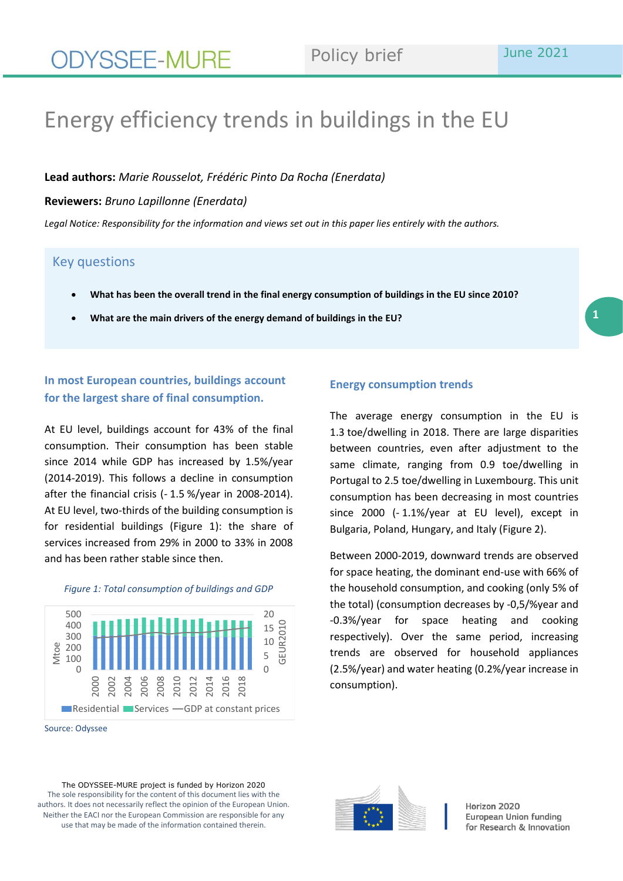ODYSSEE-MURE — Policy brief — June 2021

# Energy efficiency trends in buildings in the EU

**Lead authors:** *Marie Rousselot, Frédéric Pinto Da Rocha (Enerdata)*

**Reviewers:** *Bruno Lapillonne (Enerdata)*

*Legal Notice: Responsibility for the information and views set out in this paper lies entirely with the authors.*

## Key questions

- **What has been the overall trend in the final energy consumption of buildings in the EU since 2010?**
- **What are the main drivers of the energy demand of buildings in the EU?**

### In most European countries, buildings account for the largest share of final consumption.

At EU level, buildings account for 43% of the final consumption. Their consumption has been stable since 2014 while GDP has increased by 1.5%/year (2014-2019). This follows a decline in consumption after the financial crisis (- 1.5 %/year in 2008-2014). At EU level, two-thirds of the building consumption is for residential buildings (Figure 1): the share of services increased from 29% in 2000 to 33% in 2008 and has been rather stable since then.

*Figure 1: Total consumption of buildings and GDP*

Source: Odyssee

### Energy consumption trends

The average energy consumption in the EU is 1.3 toe/dwelling in 2018. There are large disparities between countries, even after adjustment to the same climate, ranging from 0.9 toe/dwelling in Portugal to 2.5 toe/dwelling in Luxembourg. This unit consumption has been decreasing in most countries since 2000 (- 1.1%/year at EU level), except in Bulgaria, Poland, Hungary, and Italy (Figure 2).

Between 2000-2019, downward trends are observed for space heating, the dominant end-use with 66% of the household consumption, and cooking (only 5% of the total) (consumption decreases by -0,5/%year and -0.3%/year for space heating and cooking respectively). Over the same period, increasing trends are observed for household appliances (2.5%/year) and water heating (0.2%/year increase in consumption).

The ODYSSEE-MURE project is funded by Horizon 2020
The sole responsibility for the content of this document lies with the authors. It does not necessarily reflect the opinion of the European Union. Neither the EACI nor the European Commission are responsible for any use that may be made of the information contained therein.

Horizon 2020
European Union funding
for Research & Innovation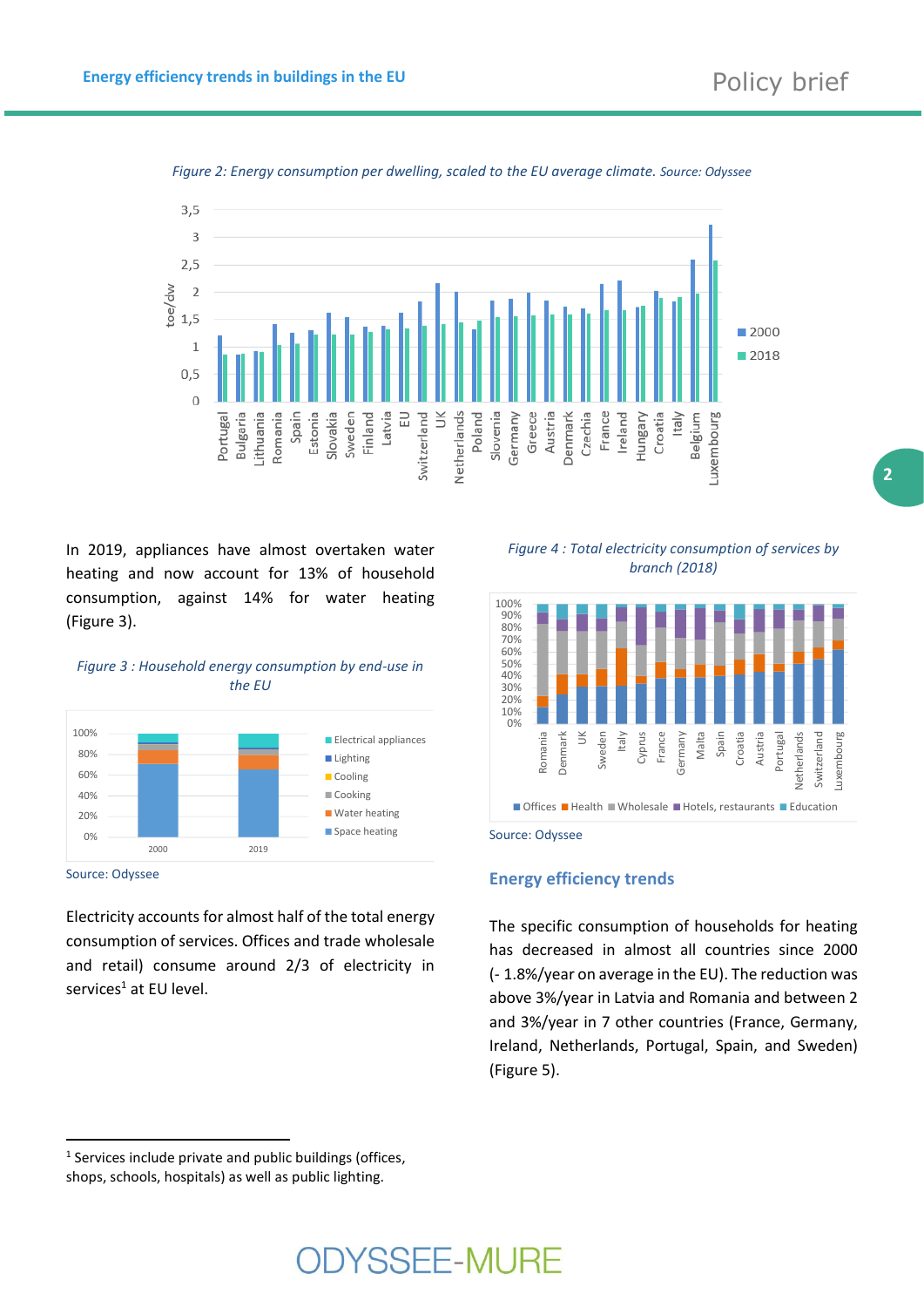*Figure 2: Energy consumption per dwelling, scaled to the EU average climate.* Source: Odyssee

In 2019, appliances have almost overtaken water heating and now account for 13% of household consumption, against 14% for water heating (Figure 3).

*Figure 3 : Household energy consumption by end-use in the EU*

Source: Odyssee

Electricity accounts for almost half of the total energy consumption of services. Offices and trade wholesale and retail) consume around 2/3 of electricity in services[1] at EU level.

*Figure 4 : Total electricity consumption of services by branch (2018)*

Source: Odyssee

## Energy efficiency trends

The specific consumption of households for heating has decreased in almost all countries since 2000 (- 1.8%/year on average in the EU). The reduction was above 3%/year in Latvia and Romania and between 2 and 3%/year in 7 other countries (France, Germany, Ireland, Netherlands, Portugal, Spain, and Sweden) (Figure 5).

[1] Services include private and public buildings (offices, shops, schools, hospitals) as well as public lighting.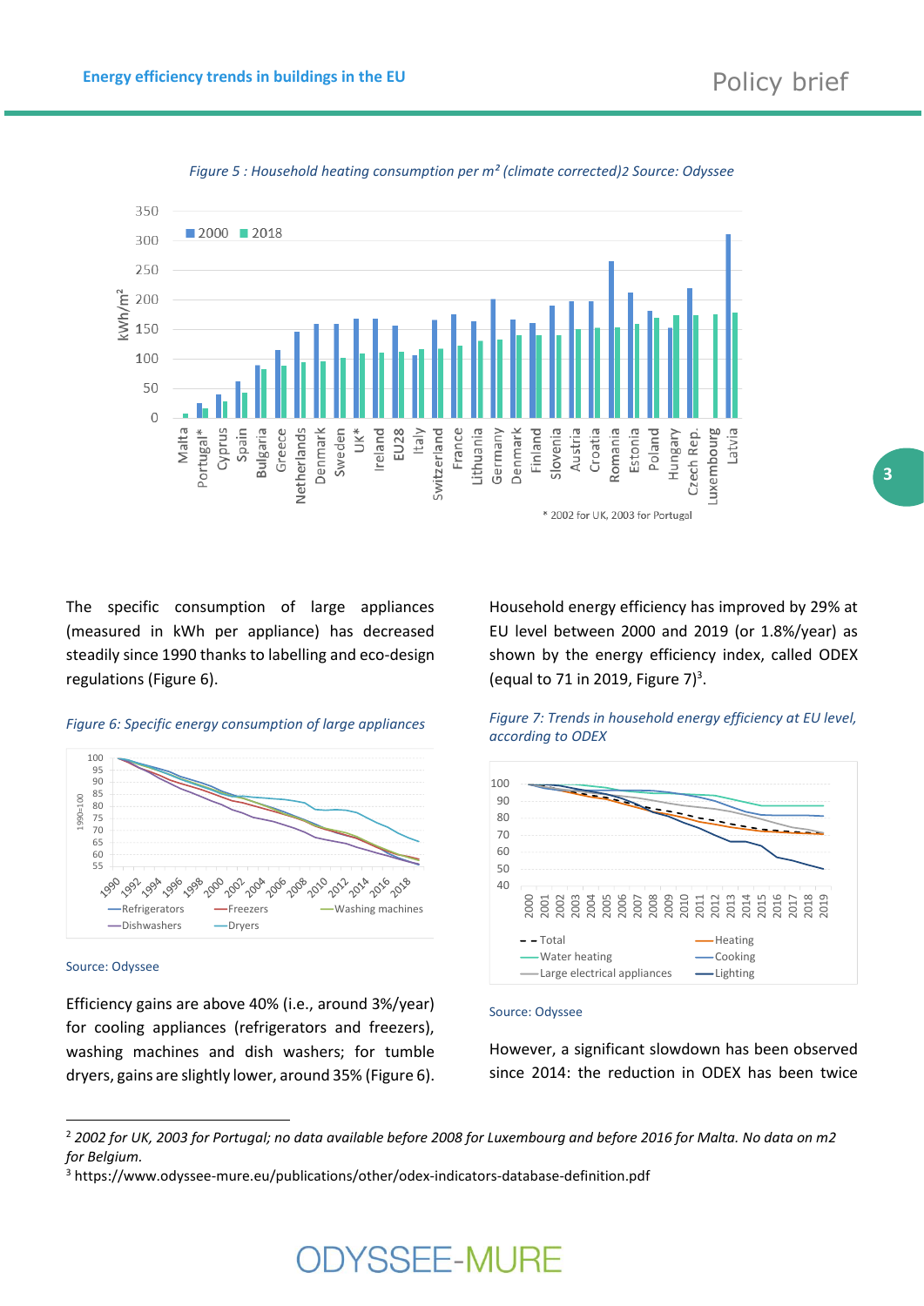*Figure 5 : Household heating consumption per m² (climate corrected)2 Source: Odyssee*

\* 2002 for UK, 2003 for Portugal

The specific consumption of large appliances (measured in kWh per appliance) has decreased steadily since 1990 thanks to labelling and eco-design regulations (Figure 6).

*Figure 6: Specific energy consumption of large appliances*

Source: Odyssee

Efficiency gains are above 40% (i.e., around 3%/year) for cooling appliances (refrigerators and freezers), washing machines and dish washers; for tumble dryers, gains are slightly lower, around 35% (Figure 6).

Household energy efficiency has improved by 29% at EU level between 2000 and 2019 (or 1.8%/year) as shown by the energy efficiency index, called ODEX (equal to 71 in 2019, Figure 7)[3].

*Figure 7: Trends in household energy efficiency at EU level, according to ODEX*

Source: Odyssee

However, a significant slowdown has been observed since 2014: the reduction in ODEX has been twice

---

[2] *2002 for UK, 2003 for Portugal; no data available before 2008 for Luxembourg and before 2016 for Malta. No data on m2 for Belgium.*

[3] https://www.odyssee-mure.eu/publications/other/odex-indicators-database-definition.pdf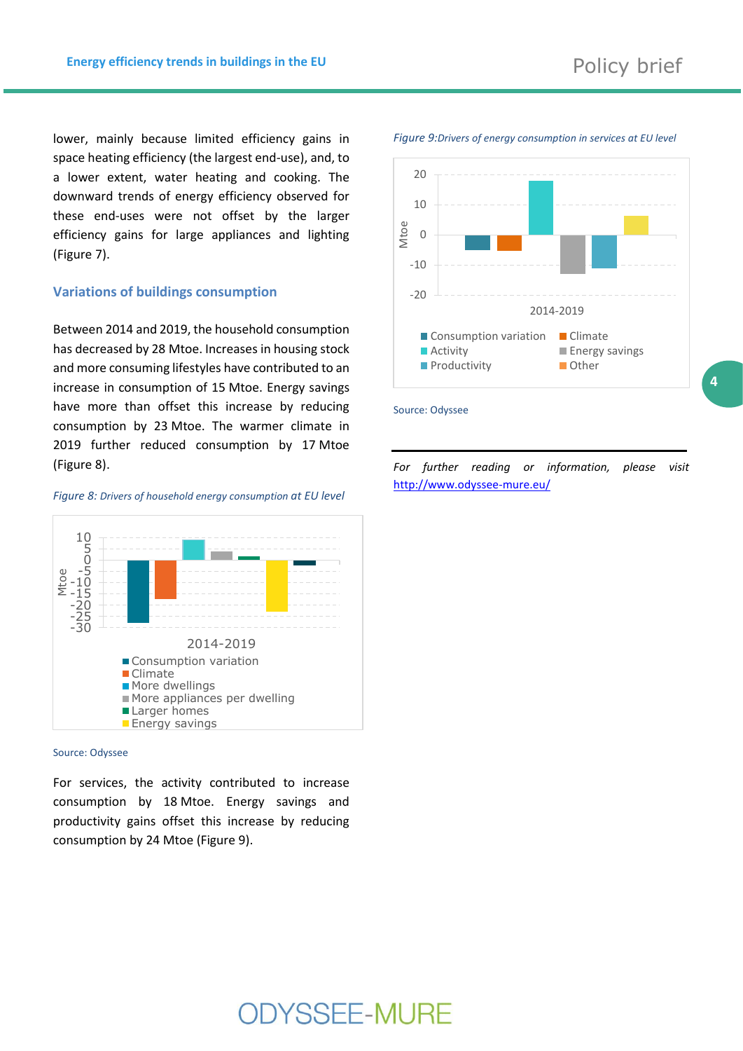lower, mainly because limited efficiency gains in space heating efficiency (the largest end-use), and, to a lower extent, water heating and cooking. The downward trends of energy efficiency observed for these end-uses were not offset by the larger efficiency gains for large appliances and lighting (Figure 7).

## Variations of buildings consumption

Between 2014 and 2019, the household consumption has decreased by 28 Mtoe. Increases in housing stock and more consuming lifestyles have contributed to an increase in consumption of 15 Mtoe. Energy savings have more than offset this increase by reducing consumption by 23 Mtoe. The warmer climate in 2019 further reduced consumption by 17 Mtoe (Figure 8).

*Figure 8: Drivers of household energy consumption at EU level*

Mtoe
10
5
0
-5
-10
-15
-20
-25
-30
2014-2019
Consumption variation
Climate
More dwellings
More appliances per dwelling
Larger homes
Energy savings

Source: Odyssee

For services, the activity contributed to increase consumption by 18 Mtoe. Energy savings and productivity gains offset this increase by reducing consumption by 24 Mtoe (Figure 9).

*Figure 9: Drivers of energy consumption in services at EU level*

Mtoe
20
10
0
-10
-20
2014-2019
Consumption variation
Climate
Activity
Energy savings
Productivity
Other

Source: Odyssee

*For further reading or information, please visit* http://www.odyssee-mure.eu/

ODYSSEE-MURE